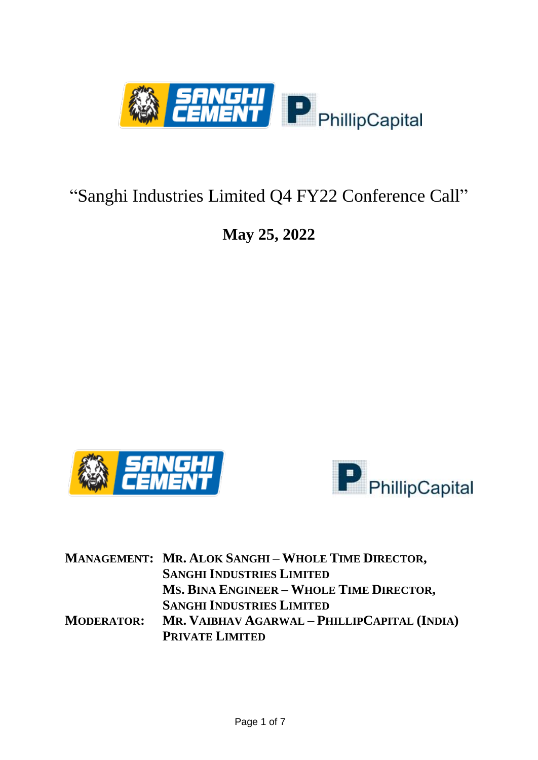# "Sanghi Industries Limited Q4 FY22 Conference Call"

**May 25, 2022**

| | |
|---|---|
| **MANAGEMENT:** | **MR. ALOK SANGHI – WHOLE TIME DIRECTOR, SANGHI INDUSTRIES LIMITED** |
| | **MS. BINA ENGINEER – WHOLE TIME DIRECTOR, SANGHI INDUSTRIES LIMITED** |
| **MODERATOR:** | **MR. VAIBHAV AGARWAL – PHILLIPCAPITAL (INDIA) PRIVATE LIMITED** |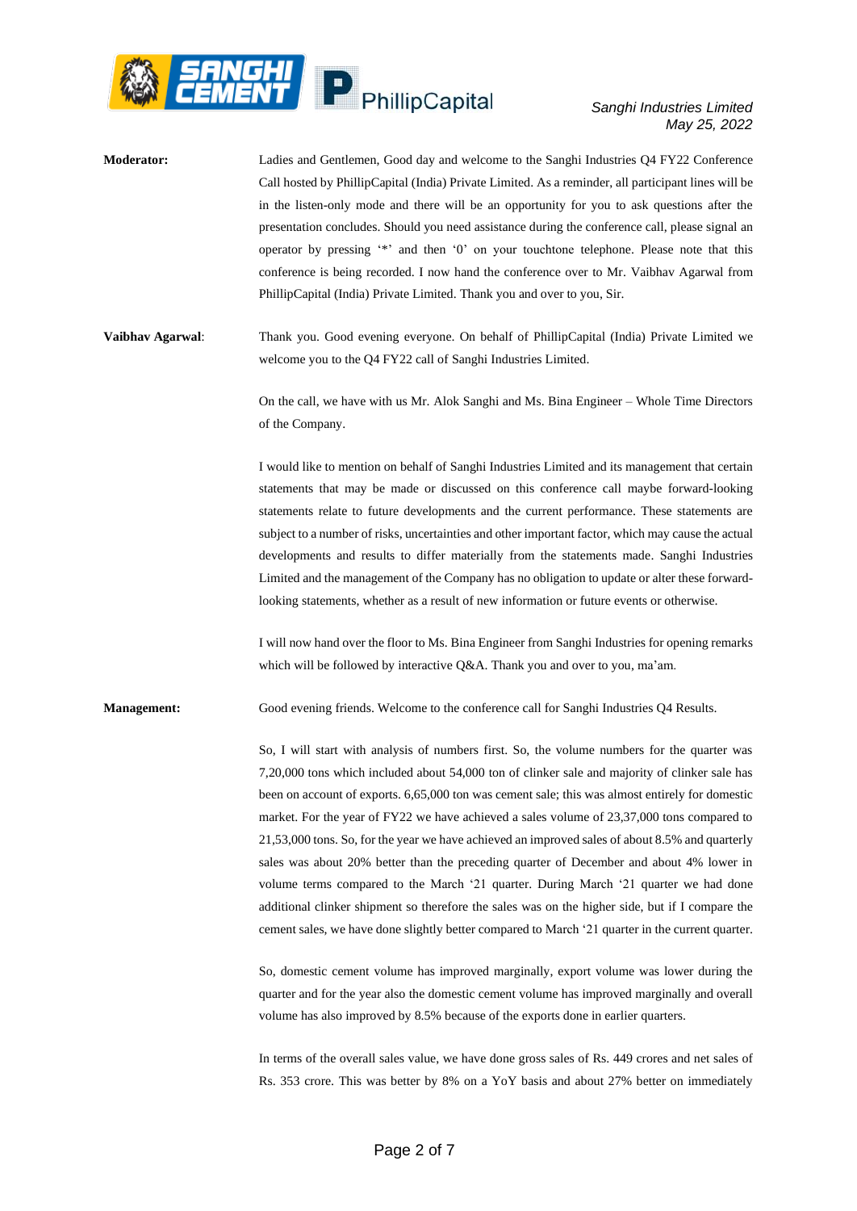**Moderator:** Ladies and Gentlemen, Good day and welcome to the Sanghi Industries Q4 FY22 Conference Call hosted by PhillipCapital (India) Private Limited. As a reminder, all participant lines will be in the listen-only mode and there will be an opportunity for you to ask questions after the presentation concludes. Should you need assistance during the conference call, please signal an operator by pressing '*' and then '0' on your touchtone telephone. Please note that this conference is being recorded. I now hand the conference over to Mr. Vaibhav Agarwal from PhillipCapital (India) Private Limited. Thank you and over to you, Sir.

**Vaibhav Agarwal**: Thank you. Good evening everyone. On behalf of PhillipCapital (India) Private Limited we welcome you to the Q4 FY22 call of Sanghi Industries Limited.

On the call, we have with us Mr. Alok Sanghi and Ms. Bina Engineer – Whole Time Directors of the Company.

I would like to mention on behalf of Sanghi Industries Limited and its management that certain statements that may be made or discussed on this conference call maybe forward-looking statements relate to future developments and the current performance. These statements are subject to a number of risks, uncertainties and other important factor, which may cause the actual developments and results to differ materially from the statements made. Sanghi Industries Limited and the management of the Company has no obligation to update or alter these forward-looking statements, whether as a result of new information or future events or otherwise.

I will now hand over the floor to Ms. Bina Engineer from Sanghi Industries for opening remarks which will be followed by interactive Q&A. Thank you and over to you, ma'am.

**Management:** Good evening friends. Welcome to the conference call for Sanghi Industries Q4 Results.

So, I will start with analysis of numbers first. So, the volume numbers for the quarter was 7,20,000 tons which included about 54,000 ton of clinker sale and majority of clinker sale has been on account of exports. 6,65,000 ton was cement sale; this was almost entirely for domestic market. For the year of FY22 we have achieved a sales volume of 23,37,000 tons compared to 21,53,000 tons. So, for the year we have achieved an improved sales of about 8.5% and quarterly sales was about 20% better than the preceding quarter of December and about 4% lower in volume terms compared to the March '21 quarter. During March '21 quarter we had done additional clinker shipment so therefore the sales was on the higher side, but if I compare the cement sales, we have done slightly better compared to March '21 quarter in the current quarter.

So, domestic cement volume has improved marginally, export volume was lower during the quarter and for the year also the domestic cement volume has improved marginally and overall volume has also improved by 8.5% because of the exports done in earlier quarters.

In terms of the overall sales value, we have done gross sales of Rs. 449 crores and net sales of Rs. 353 crore. This was better by 8% on a YoY basis and about 27% better on immediately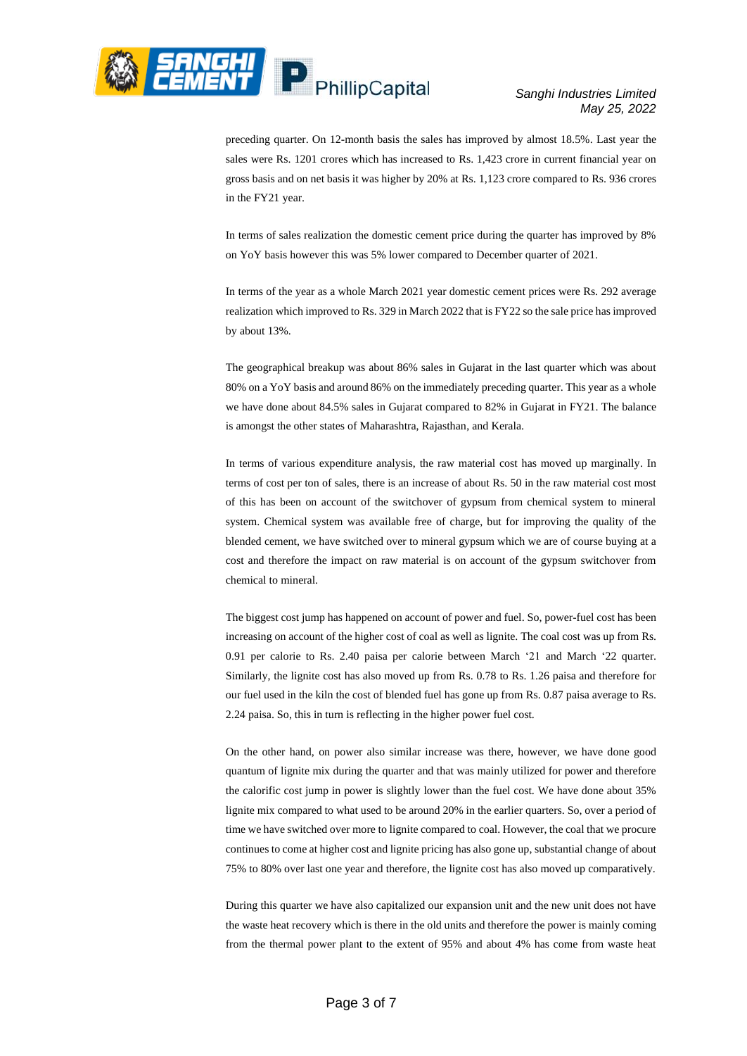preceding quarter. On 12-month basis the sales has improved by almost 18.5%. Last year the sales were Rs. 1201 crores which has increased to Rs. 1,423 crore in current financial year on gross basis and on net basis it was higher by 20% at Rs. 1,123 crore compared to Rs. 936 crores in the FY21 year.

In terms of sales realization the domestic cement price during the quarter has improved by 8% on YoY basis however this was 5% lower compared to December quarter of 2021.

In terms of the year as a whole March 2021 year domestic cement prices were Rs. 292 average realization which improved to Rs. 329 in March 2022 that is FY22 so the sale price has improved by about 13%.

The geographical breakup was about 86% sales in Gujarat in the last quarter which was about 80% on a YoY basis and around 86% on the immediately preceding quarter. This year as a whole we have done about 84.5% sales in Gujarat compared to 82% in Gujarat in FY21. The balance is amongst the other states of Maharashtra, Rajasthan, and Kerala.

In terms of various expenditure analysis, the raw material cost has moved up marginally. In terms of cost per ton of sales, there is an increase of about Rs. 50 in the raw material cost most of this has been on account of the switchover of gypsum from chemical system to mineral system. Chemical system was available free of charge, but for improving the quality of the blended cement, we have switched over to mineral gypsum which we are of course buying at a cost and therefore the impact on raw material is on account of the gypsum switchover from chemical to mineral.

The biggest cost jump has happened on account of power and fuel. So, power-fuel cost has been increasing on account of the higher cost of coal as well as lignite. The coal cost was up from Rs. 0.91 per calorie to Rs. 2.40 paisa per calorie between March '21 and March '22 quarter. Similarly, the lignite cost has also moved up from Rs. 0.78 to Rs. 1.26 paisa and therefore for our fuel used in the kiln the cost of blended fuel has gone up from Rs. 0.87 paisa average to Rs. 2.24 paisa. So, this in turn is reflecting in the higher power fuel cost.

On the other hand, on power also similar increase was there, however, we have done good quantum of lignite mix during the quarter and that was mainly utilized for power and therefore the calorific cost jump in power is slightly lower than the fuel cost. We have done about 35% lignite mix compared to what used to be around 20% in the earlier quarters. So, over a period of time we have switched over more to lignite compared to coal. However, the coal that we procure continues to come at higher cost and lignite pricing has also gone up, substantial change of about 75% to 80% over last one year and therefore, the lignite cost has also moved up comparatively.

During this quarter we have also capitalized our expansion unit and the new unit does not have the waste heat recovery which is there in the old units and therefore the power is mainly coming from the thermal power plant to the extent of 95% and about 4% has come from waste heat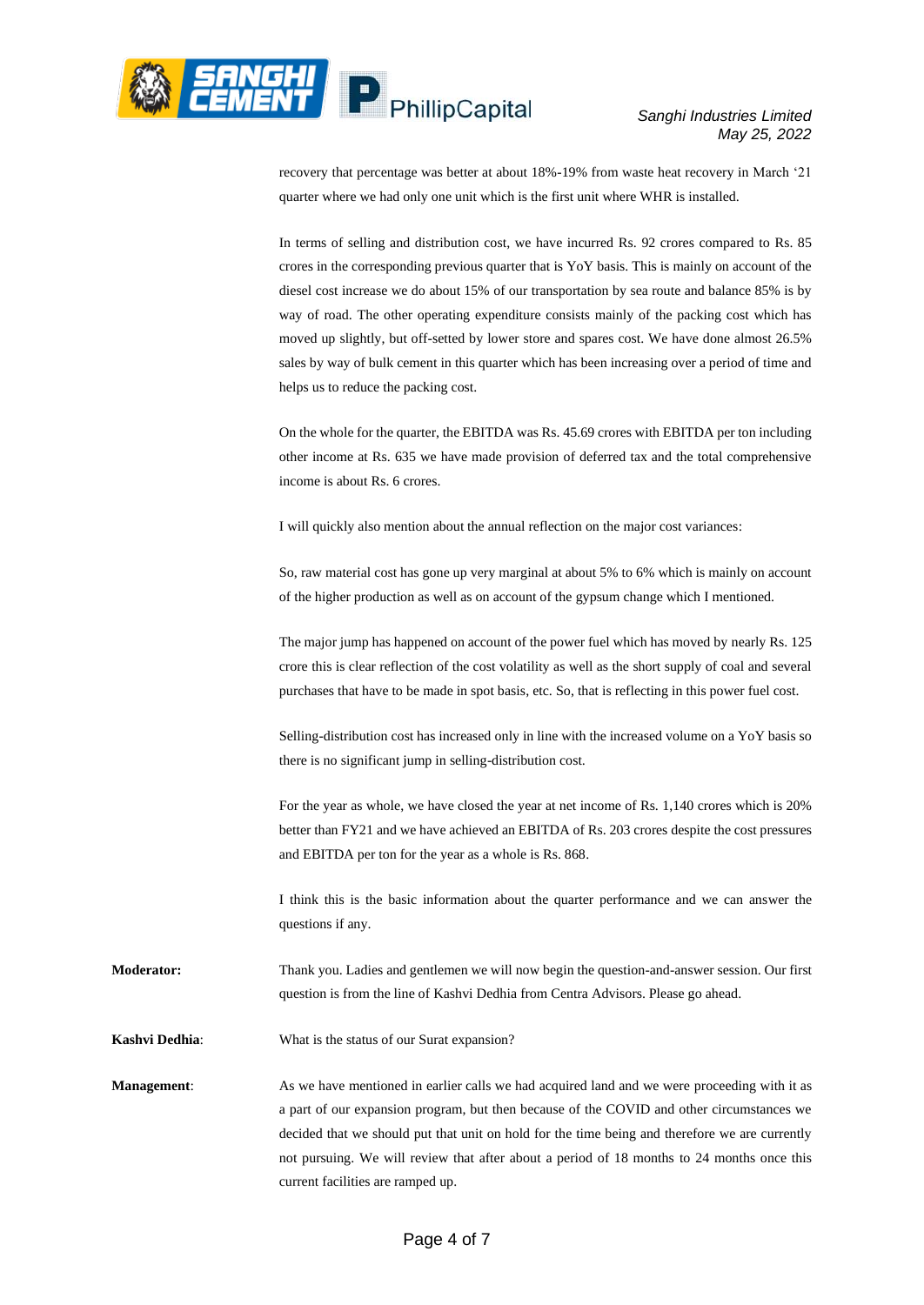recovery that percentage was better at about 18%-19% from waste heat recovery in March '21 quarter where we had only one unit which is the first unit where WHR is installed.

In terms of selling and distribution cost, we have incurred Rs. 92 crores compared to Rs. 85 crores in the corresponding previous quarter that is YoY basis. This is mainly on account of the diesel cost increase we do about 15% of our transportation by sea route and balance 85% is by way of road. The other operating expenditure consists mainly of the packing cost which has moved up slightly, but off-setted by lower store and spares cost. We have done almost 26.5% sales by way of bulk cement in this quarter which has been increasing over a period of time and helps us to reduce the packing cost.

On the whole for the quarter, the EBITDA was Rs. 45.69 crores with EBITDA per ton including other income at Rs. 635 we have made provision of deferred tax and the total comprehensive income is about Rs. 6 crores.

I will quickly also mention about the annual reflection on the major cost variances:

So, raw material cost has gone up very marginal at about 5% to 6% which is mainly on account of the higher production as well as on account of the gypsum change which I mentioned.

The major jump has happened on account of the power fuel which has moved by nearly Rs. 125 crore this is clear reflection of the cost volatility as well as the short supply of coal and several purchases that have to be made in spot basis, etc. So, that is reflecting in this power fuel cost.

Selling-distribution cost has increased only in line with the increased volume on a YoY basis so there is no significant jump in selling-distribution cost.

For the year as whole, we have closed the year at net income of Rs. 1,140 crores which is 20% better than FY21 and we have achieved an EBITDA of Rs. 203 crores despite the cost pressures and EBITDA per ton for the year as a whole is Rs. 868.

I think this is the basic information about the quarter performance and we can answer the questions if any.

**Moderator:** Thank you. Ladies and gentlemen we will now begin the question-and-answer session. Our first question is from the line of Kashvi Dedhia from Centra Advisors. Please go ahead.

**Kashvi Dedhia**: What is the status of our Surat expansion?

**Management**: As we have mentioned in earlier calls we had acquired land and we were proceeding with it as a part of our expansion program, but then because of the COVID and other circumstances we decided that we should put that unit on hold for the time being and therefore we are currently not pursuing. We will review that after about a period of 18 months to 24 months once this current facilities are ramped up.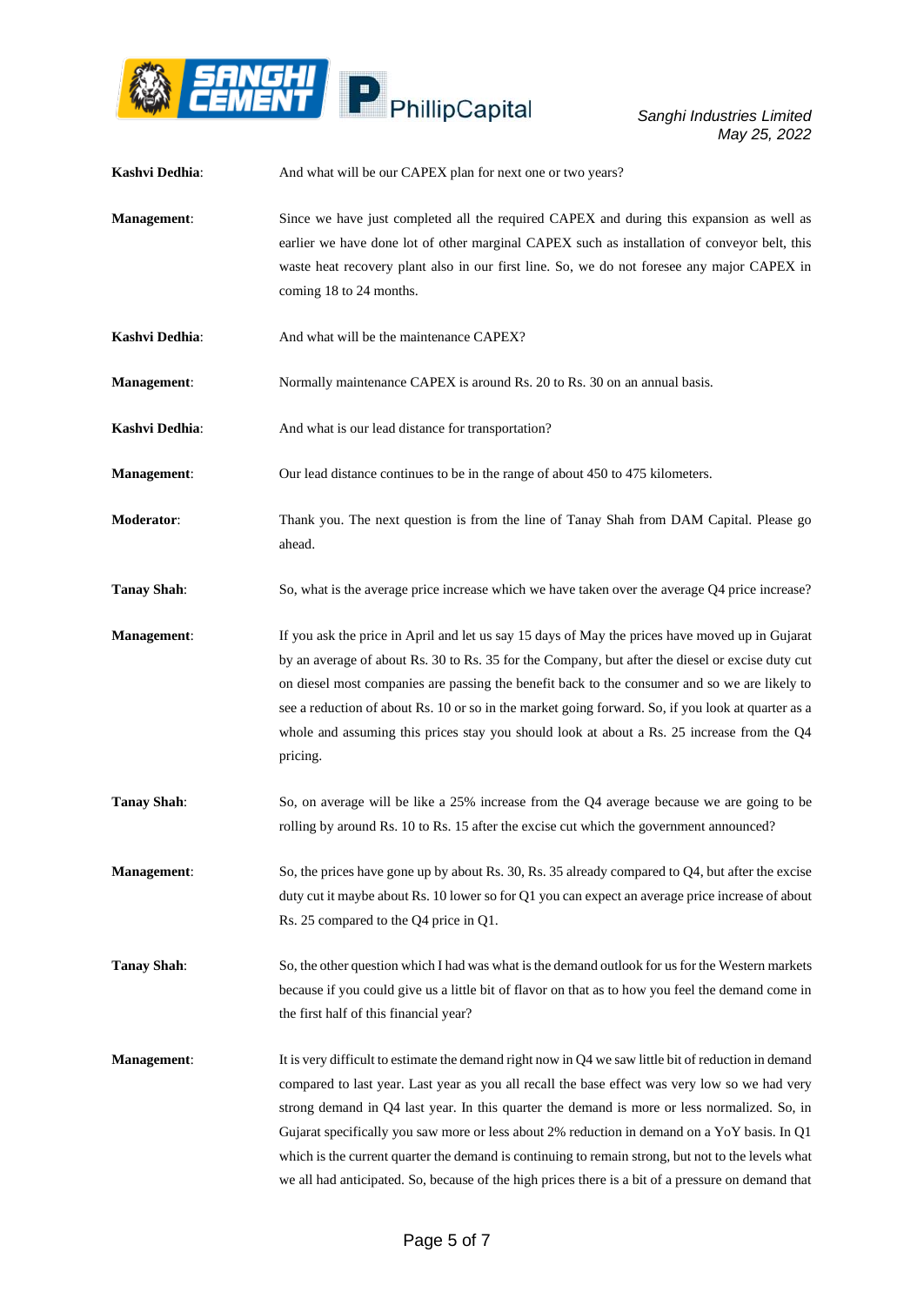**Kashvi Dedhia**: And what will be our CAPEX plan for next one or two years?

**Management**: Since we have just completed all the required CAPEX and during this expansion as well as earlier we have done lot of other marginal CAPEX such as installation of conveyor belt, this waste heat recovery plant also in our first line. So, we do not foresee any major CAPEX in coming 18 to 24 months.

**Kashvi Dedhia**: And what will be the maintenance CAPEX?

**Management**: Normally maintenance CAPEX is around Rs. 20 to Rs. 30 on an annual basis.

**Kashvi Dedhia**: And what is our lead distance for transportation?

**Management**: Our lead distance continues to be in the range of about 450 to 475 kilometers.

**Moderator**: Thank you. The next question is from the line of Tanay Shah from DAM Capital. Please go ahead.

**Tanay Shah**: So, what is the average price increase which we have taken over the average Q4 price increase?

**Management**: If you ask the price in April and let us say 15 days of May the prices have moved up in Gujarat by an average of about Rs. 30 to Rs. 35 for the Company, but after the diesel or excise duty cut on diesel most companies are passing the benefit back to the consumer and so we are likely to see a reduction of about Rs. 10 or so in the market going forward. So, if you look at quarter as a whole and assuming this prices stay you should look at about a Rs. 25 increase from the Q4 pricing.

**Tanay Shah**: So, on average will be like a 25% increase from the Q4 average because we are going to be rolling by around Rs. 10 to Rs. 15 after the excise cut which the government announced?

**Management**: So, the prices have gone up by about Rs. 30, Rs. 35 already compared to Q4, but after the excise duty cut it maybe about Rs. 10 lower so for Q1 you can expect an average price increase of about Rs. 25 compared to the Q4 price in Q1.

**Tanay Shah**: So, the other question which I had was what is the demand outlook for us for the Western markets because if you could give us a little bit of flavor on that as to how you feel the demand come in the first half of this financial year?

**Management**: It is very difficult to estimate the demand right now in Q4 we saw little bit of reduction in demand compared to last year. Last year as you all recall the base effect was very low so we had very strong demand in Q4 last year. In this quarter the demand is more or less normalized. So, in Gujarat specifically you saw more or less about 2% reduction in demand on a YoY basis. In Q1 which is the current quarter the demand is continuing to remain strong, but not to the levels what we all had anticipated. So, because of the high prices there is a bit of a pressure on demand that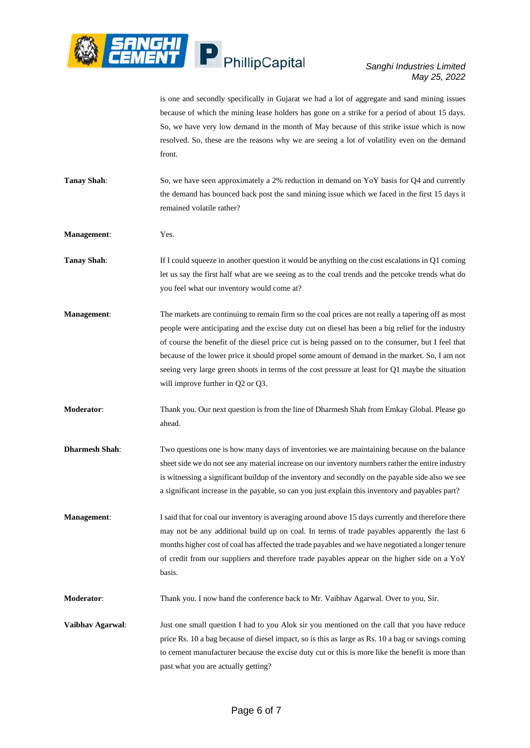is one and secondly specifically in Gujarat we had a lot of aggregate and sand mining issues because of which the mining lease holders has gone on a strike for a period of about 15 days. So, we have very low demand in the month of May because of this strike issue which is now resolved. So, these are the reasons why we are seeing a lot of volatility even on the demand front.

**Tanay Shah**: So, we have seen approximately a 2% reduction in demand on YoY basis for Q4 and currently the demand has bounced back post the sand mining issue which we faced in the first 15 days it remained volatile rather?

**Management**: Yes.

**Tanay Shah**: If I could squeeze in another question it would be anything on the cost escalations in Q1 coming let us say the first half what are we seeing as to the coal trends and the petcoke trends what do you feel what our inventory would come at?

**Management**: The markets are continuing to remain firm so the coal prices are not really a tapering off as most people were anticipating and the excise duty cut on diesel has been a big relief for the industry of course the benefit of the diesel price cut is being passed on to the consumer, but I feel that because of the lower price it should propel some amount of demand in the market. So, I am not seeing very large green shoots in terms of the cost pressure at least for Q1 maybe the situation will improve further in Q2 or Q3.

**Moderator**: Thank you. Our next question is from the line of Dharmesh Shah from Emkay Global. Please go ahead.

**Dharmesh Shah**: Two questions one is how many days of inventories we are maintaining because on the balance sheet side we do not see any material increase on our inventory numbers rather the entire industry is witnessing a significant buildup of the inventory and secondly on the payable side also we see a significant increase in the payable, so can you just explain this inventory and payables part?

**Management**: I said that for coal our inventory is averaging around above 15 days currently and therefore there may not be any additional build up on coal. In terms of trade payables apparently the last 6 months higher cost of coal has affected the trade payables and we have negotiated a longer tenure of credit from our suppliers and therefore trade payables appear on the higher side on a YoY basis.

**Moderator**: Thank you. I now hand the conference back to Mr. Vaibhav Agarwal. Over to you, Sir.

**Vaibhav Agarwal**: Just one small question I had to you Alok sir you mentioned on the call that you have reduce price Rs. 10 a bag because of diesel impact, so is this as large as Rs. 10 a bag or savings coming to cement manufacturer because the excise duty cut or this is more like the benefit is more than past what you are actually getting?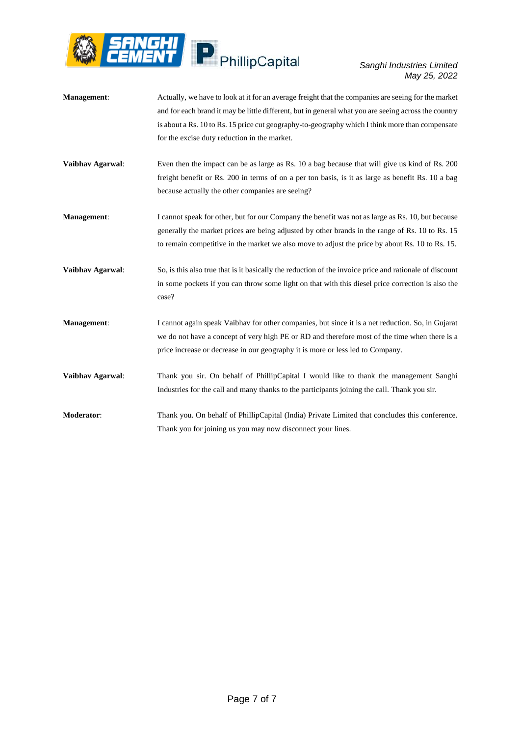**Management**: Actually, we have to look at it for an average freight that the companies are seeing for the market and for each brand it may be little different, but in general what you are seeing across the country is about a Rs. 10 to Rs. 15 price cut geography-to-geography which I think more than compensate for the excise duty reduction in the market.

**Vaibhav Agarwal**: Even then the impact can be as large as Rs. 10 a bag because that will give us kind of Rs. 200 freight benefit or Rs. 200 in terms of on a per ton basis, is it as large as benefit Rs. 10 a bag because actually the other companies are seeing?

**Management**: I cannot speak for other, but for our Company the benefit was not as large as Rs. 10, but because generally the market prices are being adjusted by other brands in the range of Rs. 10 to Rs. 15 to remain competitive in the market we also move to adjust the price by about Rs. 10 to Rs. 15.

**Vaibhav Agarwal**: So, is this also true that is it basically the reduction of the invoice price and rationale of discount in some pockets if you can throw some light on that with this diesel price correction is also the case?

**Management**: I cannot again speak Vaibhav for other companies, but since it is a net reduction. So, in Gujarat we do not have a concept of very high PE or RD and therefore most of the time when there is a price increase or decrease in our geography it is more or less led to Company.

**Vaibhav Agarwal**: Thank you sir. On behalf of PhillipCapital I would like to thank the management Sanghi Industries for the call and many thanks to the participants joining the call. Thank you sir.

**Moderator**: Thank you. On behalf of PhillipCapital (India) Private Limited that concludes this conference. Thank you for joining us you may now disconnect your lines.